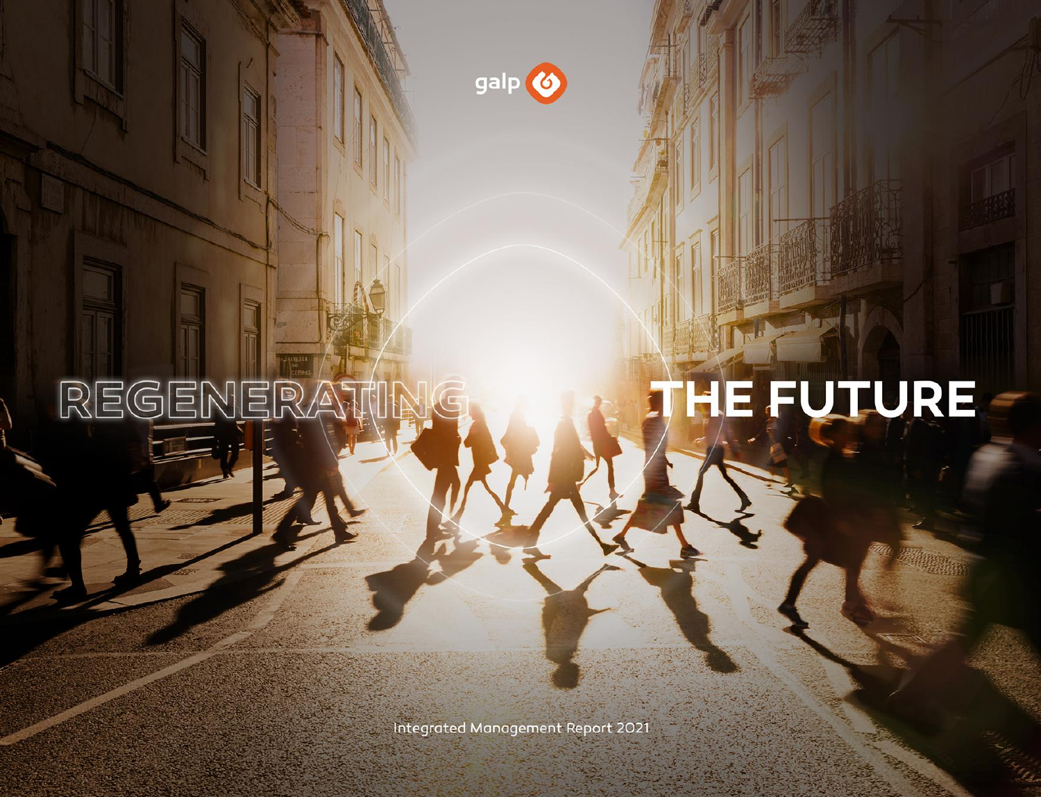galp

# REGENERATING THE FUTURE

Integrated Management Report 2021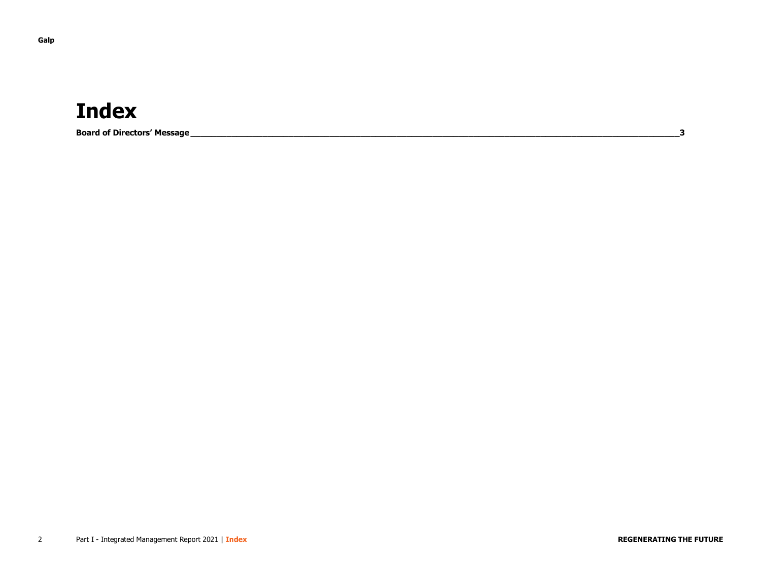# Index

**Board of Directors' Message ______ 3**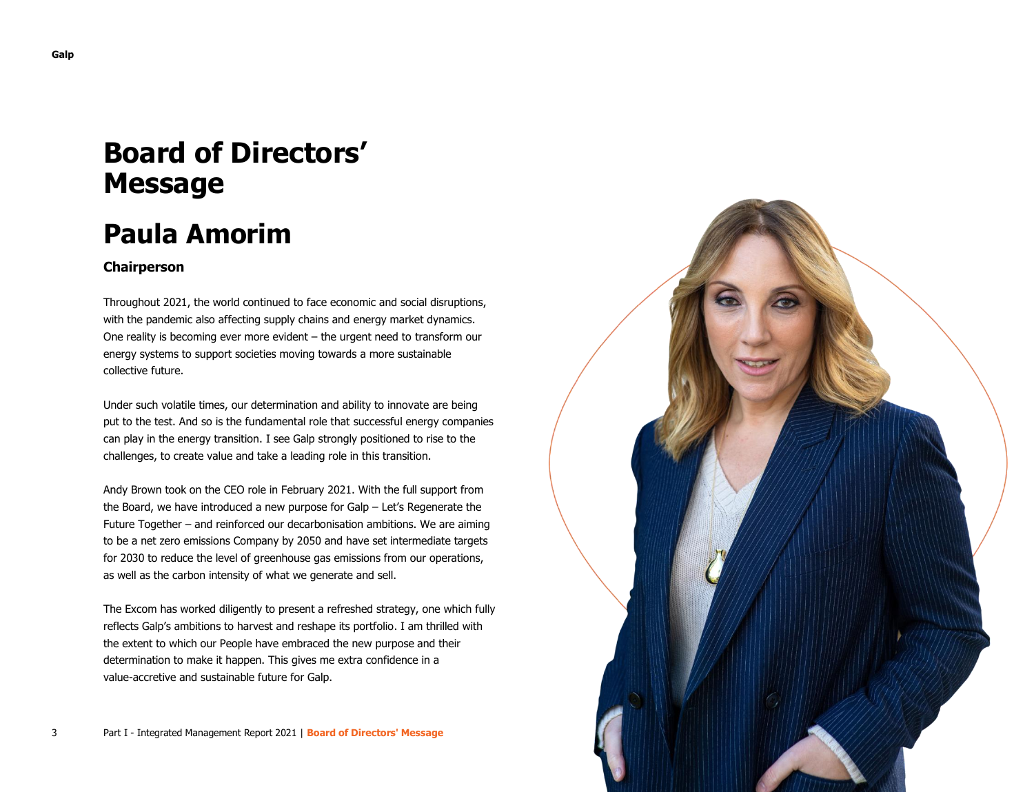# Board of Directors' Message

## Paula Amorim

### Chairperson

Throughout 2021, the world continued to face economic and social disruptions, with the pandemic also affecting supply chains and energy market dynamics. One reality is becoming ever more evident – the urgent need to transform our energy systems to support societies moving towards a more sustainable collective future.

Under such volatile times, our determination and ability to innovate are being put to the test. And so is the fundamental role that successful energy companies can play in the energy transition. I see Galp strongly positioned to rise to the challenges, to create value and take a leading role in this transition.

Andy Brown took on the CEO role in February 2021. With the full support from the Board, we have introduced a new purpose for Galp – Let's Regenerate the Future Together – and reinforced our decarbonisation ambitions. We are aiming to be a net zero emissions Company by 2050 and have set intermediate targets for 2030 to reduce the level of greenhouse gas emissions from our operations, as well as the carbon intensity of what we generate and sell.

The Excom has worked diligently to present a refreshed strategy, one which fully reflects Galp's ambitions to harvest and reshape its portfolio. I am thrilled with the extent to which our People have embraced the new purpose and their determination to make it happen. This gives me extra confidence in a value-accretive and sustainable future for Galp.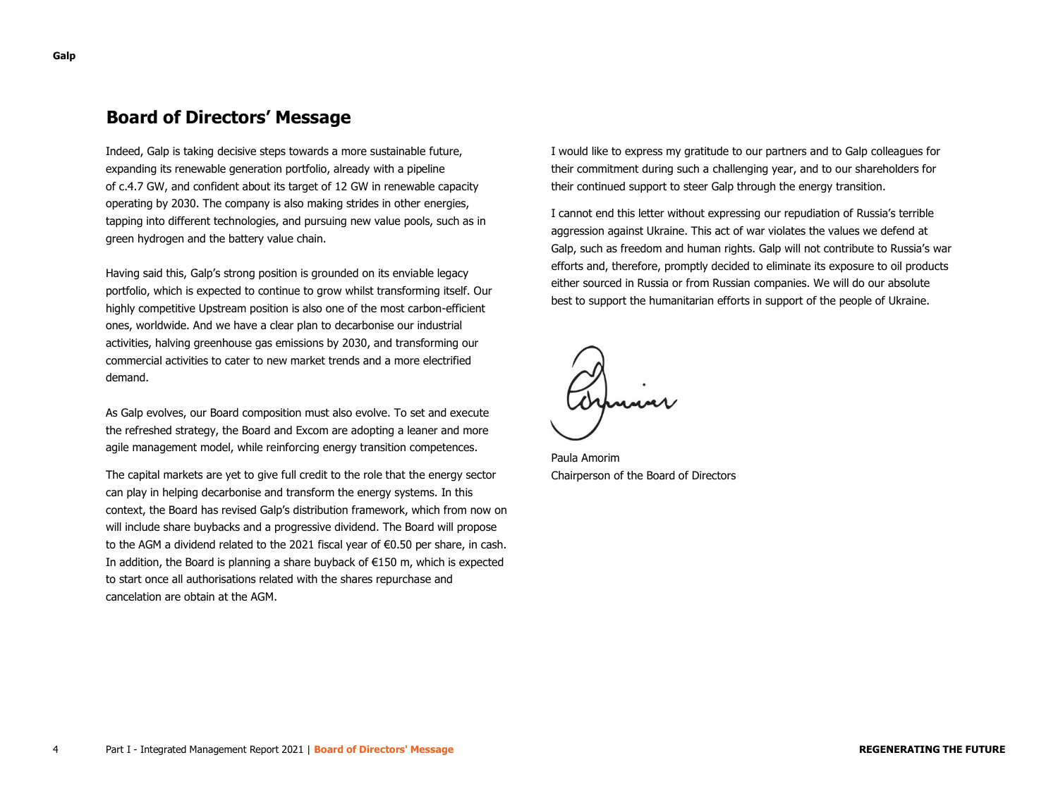## Board of Directors' Message

Indeed, Galp is taking decisive steps towards a more sustainable future, expanding its renewable generation portfolio, already with a pipeline of c.4.7 GW, and confident about its target of 12 GW in renewable capacity operating by 2030. The company is also making strides in other energies, tapping into different technologies, and pursuing new value pools, such as in green hydrogen and the battery value chain.

Having said this, Galp's strong position is grounded on its enviable legacy portfolio, which is expected to continue to grow whilst transforming itself. Our highly competitive Upstream position is also one of the most carbon-efficient ones, worldwide. And we have a clear plan to decarbonise our industrial activities, halving greenhouse gas emissions by 2030, and transforming our commercial activities to cater to new market trends and a more electrified demand.

As Galp evolves, our Board composition must also evolve. To set and execute the refreshed strategy, the Board and Excom are adopting a leaner and more agile management model, while reinforcing energy transition competences.

The capital markets are yet to give full credit to the role that the energy sector can play in helping decarbonise and transform the energy systems. In this context, the Board has revised Galp's distribution framework, which from now on will include share buybacks and a progressive dividend. The Board will propose to the AGM a dividend related to the 2021 fiscal year of €0.50 per share, in cash. In addition, the Board is planning a share buyback of €150 m, which is expected to start once all authorisations related with the shares repurchase and cancelation are obtain at the AGM.

I would like to express my gratitude to our partners and to Galp colleagues for their commitment during such a challenging year, and to our shareholders for their continued support to steer Galp through the energy transition.

I cannot end this letter without expressing our repudiation of Russia's terrible aggression against Ukraine. This act of war violates the values we defend at Galp, such as freedom and human rights. Galp will not contribute to Russia's war efforts and, therefore, promptly decided to eliminate its exposure to oil products either sourced in Russia or from Russian companies. We will do our absolute best to support the humanitarian efforts in support of the people of Ukraine.

Paula Amorim
Chairperson of the Board of Directors